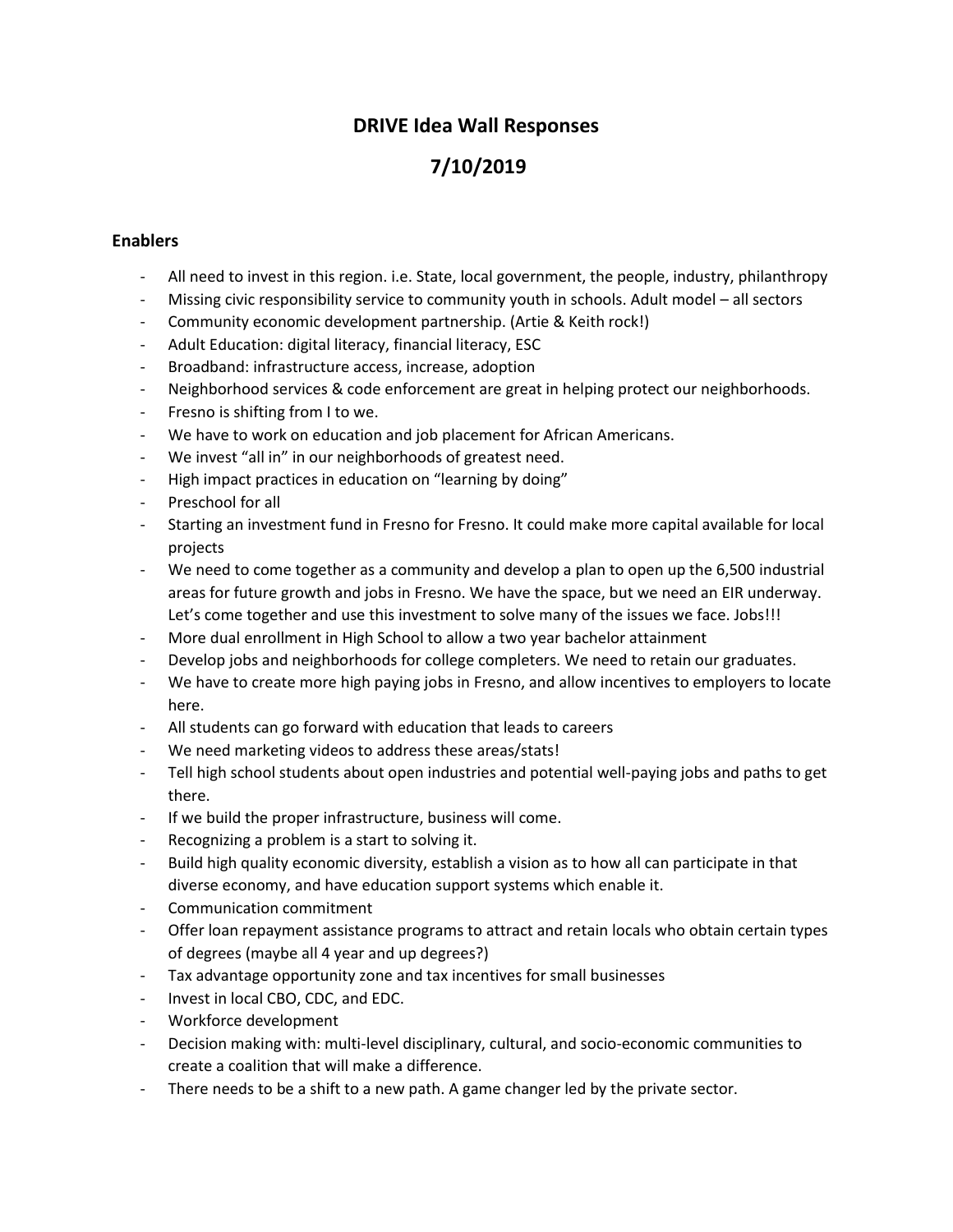# DRIVE Idea Wall Responses

# 7/10/2019

### Enablers

- All need to invest in this region. i.e. State, local government, the people, industry, philanthropy
- Missing civic responsibility service to community youth in schools. Adult model – all sectors
- Community economic development partnership. (Artie & Keith rock!)
- Adult Education: digital literacy, financial literacy, ESC
- Broadband: infrastructure access, increase, adoption
- Neighborhood services & code enforcement are great in helping protect our neighborhoods.
- Fresno is shifting from I to we.
- We have to work on education and job placement for African Americans.
- We invest "all in" in our neighborhoods of greatest need.
- High impact practices in education on "learning by doing"
- Preschool for all
- Starting an investment fund in Fresno for Fresno. It could make more capital available for local projects
- We need to come together as a community and develop a plan to open up the 6,500 industrial areas for future growth and jobs in Fresno. We have the space, but we need an EIR underway. Let's come together and use this investment to solve many of the issues we face. Jobs!!!
- More dual enrollment in High School to allow a two year bachelor attainment
- Develop jobs and neighborhoods for college completers. We need to retain our graduates.
- We have to create more high paying jobs in Fresno, and allow incentives to employers to locate here.
- All students can go forward with education that leads to careers
- We need marketing videos to address these areas/stats!
- Tell high school students about open industries and potential well-paying jobs and paths to get there.
- If we build the proper infrastructure, business will come.
- Recognizing a problem is a start to solving it.
- Build high quality economic diversity, establish a vision as to how all can participate in that diverse economy, and have education support systems which enable it.
- Communication commitment
- Offer loan repayment assistance programs to attract and retain locals who obtain certain types of degrees (maybe all 4 year and up degrees?)
- Tax advantage opportunity zone and tax incentives for small businesses
- Invest in local CBO, CDC, and EDC.
- Workforce development
- Decision making with: multi-level disciplinary, cultural, and socio-economic communities to create a coalition that will make a difference.
- There needs to be a shift to a new path. A game changer led by the private sector.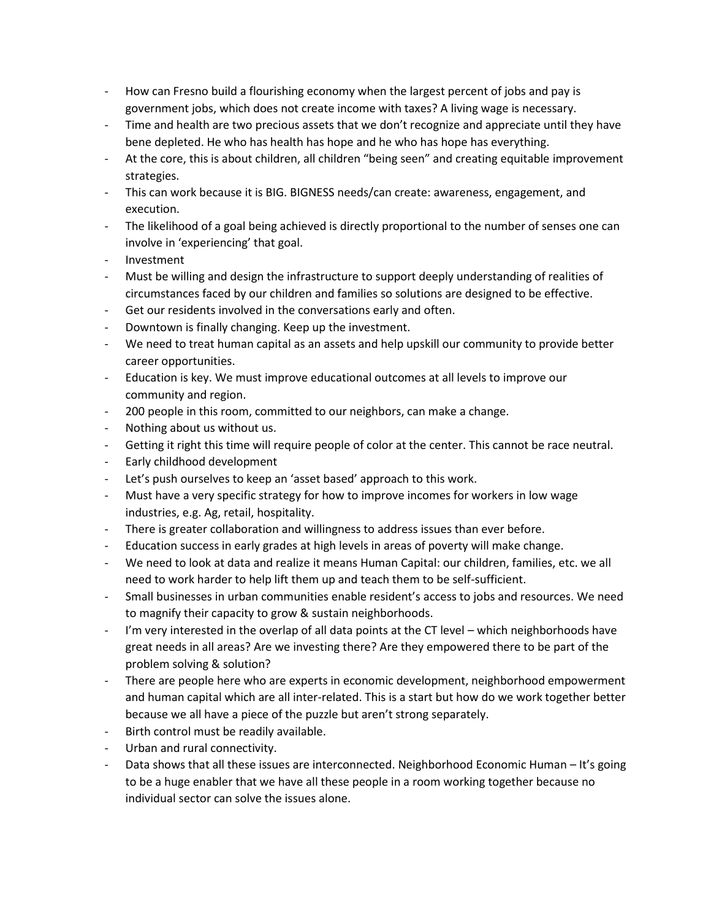- How can Fresno build a flourishing economy when the largest percent of jobs and pay is government jobs, which does not create income with taxes? A living wage is necessary.
- Time and health are two precious assets that we don't recognize and appreciate until they have bene depleted. He who has health has hope and he who has hope has everything.
- At the core, this is about children, all children "being seen" and creating equitable improvement strategies.
- This can work because it is BIG. BIGNESS needs/can create: awareness, engagement, and execution.
- The likelihood of a goal being achieved is directly proportional to the number of senses one can involve in 'experiencing' that goal.
- Investment
- Must be willing and design the infrastructure to support deeply understanding of realities of circumstances faced by our children and families so solutions are designed to be effective.
- Get our residents involved in the conversations early and often.
- Downtown is finally changing. Keep up the investment.
- We need to treat human capital as an assets and help upskill our community to provide better career opportunities.
- Education is key. We must improve educational outcomes at all levels to improve our community and region.
- 200 people in this room, committed to our neighbors, can make a change.
- Nothing about us without us.
- Getting it right this time will require people of color at the center. This cannot be race neutral.
- Early childhood development
- Let's push ourselves to keep an 'asset based' approach to this work.
- Must have a very specific strategy for how to improve incomes for workers in low wage industries, e.g. Ag, retail, hospitality.
- There is greater collaboration and willingness to address issues than ever before.
- Education success in early grades at high levels in areas of poverty will make change.
- We need to look at data and realize it means Human Capital: our children, families, etc. we all need to work harder to help lift them up and teach them to be self-sufficient.
- Small businesses in urban communities enable resident's access to jobs and resources. We need to magnify their capacity to grow & sustain neighborhoods.
- I'm very interested in the overlap of all data points at the CT level – which neighborhoods have great needs in all areas? Are we investing there? Are they empowered there to be part of the problem solving & solution?
- There are people here who are experts in economic development, neighborhood empowerment and human capital which are all inter-related. This is a start but how do we work together better because we all have a piece of the puzzle but aren't strong separately.
- Birth control must be readily available.
- Urban and rural connectivity.
- Data shows that all these issues are interconnected. Neighborhood Economic Human – It's going to be a huge enabler that we have all these people in a room working together because no individual sector can solve the issues alone.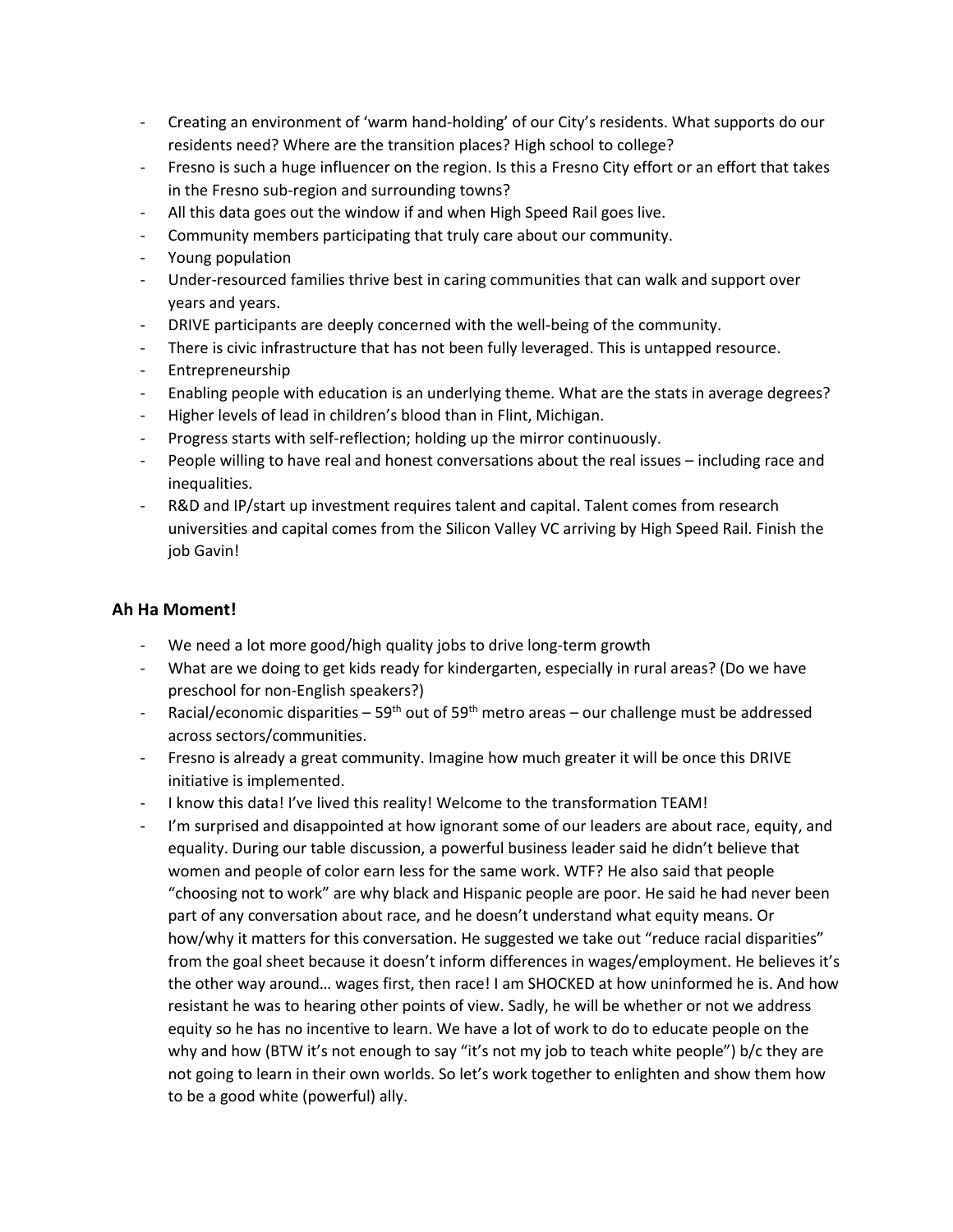- Creating an environment of 'warm hand-holding' of our City's residents. What supports do our residents need? Where are the transition places? High school to college?
- Fresno is such a huge influencer on the region. Is this a Fresno City effort or an effort that takes in the Fresno sub-region and surrounding towns?
- All this data goes out the window if and when High Speed Rail goes live.
- Community members participating that truly care about our community.
- Young population
- Under-resourced families thrive best in caring communities that can walk and support over years and years.
- DRIVE participants are deeply concerned with the well-being of the community.
- There is civic infrastructure that has not been fully leveraged. This is untapped resource.
- Entrepreneurship
- Enabling people with education is an underlying theme. What are the stats in average degrees?
- Higher levels of lead in children's blood than in Flint, Michigan.
- Progress starts with self-reflection; holding up the mirror continuously.
- People willing to have real and honest conversations about the real issues – including race and inequalities.
- R&D and IP/start up investment requires talent and capital. Talent comes from research universities and capital comes from the Silicon Valley VC arriving by High Speed Rail. Finish the job Gavin!

### Ah Ha Moment!

- We need a lot more good/high quality jobs to drive long-term growth
- What are we doing to get kids ready for kindergarten, especially in rural areas? (Do we have preschool for non-English speakers?)
- Racial/economic disparities – 59th out of 59th metro areas – our challenge must be addressed across sectors/communities.
- Fresno is already a great community. Imagine how much greater it will be once this DRIVE initiative is implemented.
- I know this data! I've lived this reality! Welcome to the transformation TEAM!
- I'm surprised and disappointed at how ignorant some of our leaders are about race, equity, and equality. During our table discussion, a powerful business leader said he didn't believe that women and people of color earn less for the same work. WTF? He also said that people "choosing not to work" are why black and Hispanic people are poor. He said he had never been part of any conversation about race, and he doesn't understand what equity means. Or how/why it matters for this conversation. He suggested we take out "reduce racial disparities" from the goal sheet because it doesn't inform differences in wages/employment. He believes it's the other way around… wages first, then race! I am SHOCKED at how uninformed he is. And how resistant he was to hearing other points of view. Sadly, he will be whether or not we address equity so he has no incentive to learn. We have a lot of work to do to educate people on the why and how (BTW it's not enough to say "it's not my job to teach white people") b/c they are not going to learn in their own worlds. So let's work together to enlighten and show them how to be a good white (powerful) ally.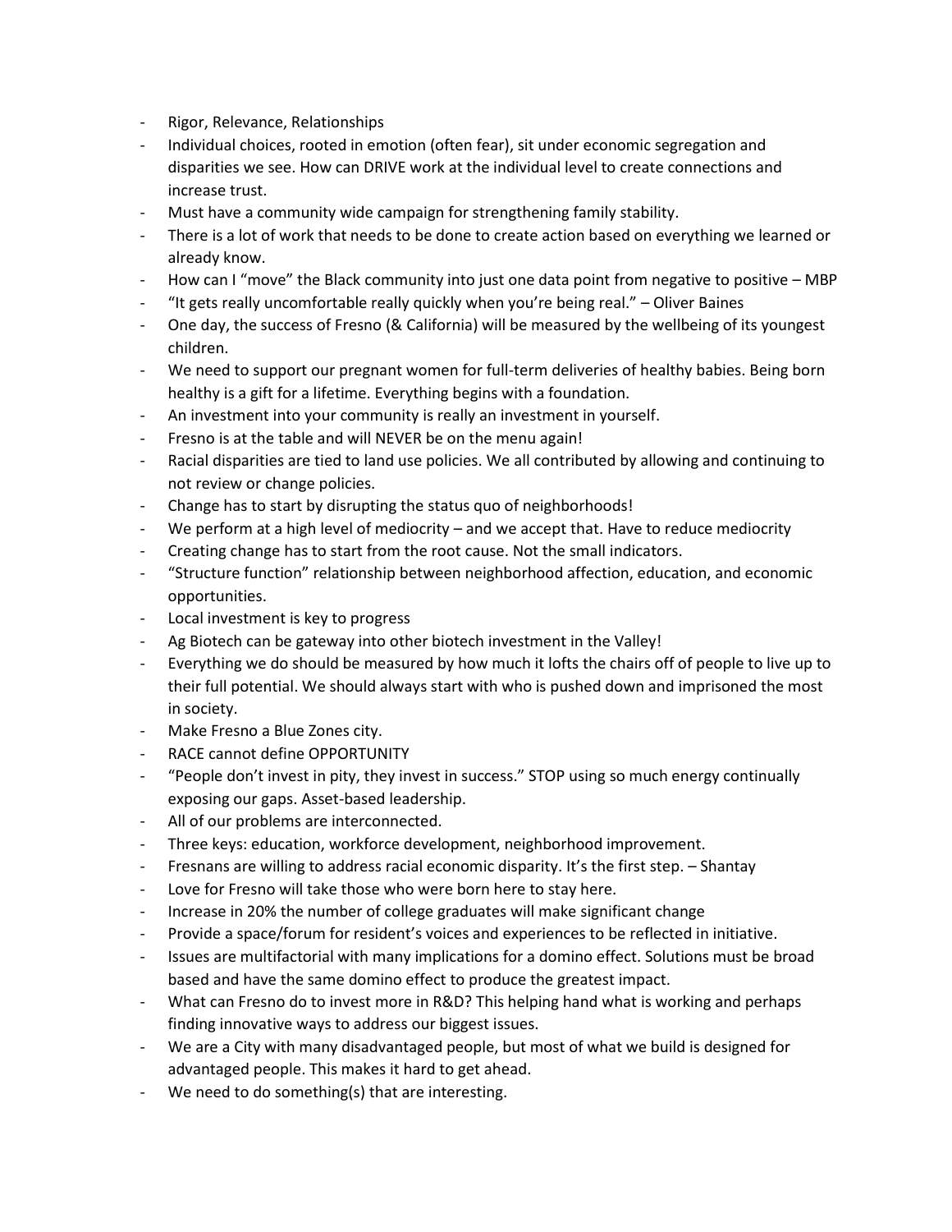- Rigor, Relevance, Relationships
- Individual choices, rooted in emotion (often fear), sit under economic segregation and disparities we see. How can DRIVE work at the individual level to create connections and increase trust.
- Must have a community wide campaign for strengthening family stability.
- There is a lot of work that needs to be done to create action based on everything we learned or already know.
- How can I "move" the Black community into just one data point from negative to positive – MBP
- "It gets really uncomfortable really quickly when you're being real." – Oliver Baines
- One day, the success of Fresno (& California) will be measured by the wellbeing of its youngest children.
- We need to support our pregnant women for full-term deliveries of healthy babies. Being born healthy is a gift for a lifetime. Everything begins with a foundation.
- An investment into your community is really an investment in yourself.
- Fresno is at the table and will NEVER be on the menu again!
- Racial disparities are tied to land use policies. We all contributed by allowing and continuing to not review or change policies.
- Change has to start by disrupting the status quo of neighborhoods!
- We perform at a high level of mediocrity – and we accept that. Have to reduce mediocrity
- Creating change has to start from the root cause. Not the small indicators.
- "Structure function" relationship between neighborhood affection, education, and economic opportunities.
- Local investment is key to progress
- Ag Biotech can be gateway into other biotech investment in the Valley!
- Everything we do should be measured by how much it lofts the chairs off of people to live up to their full potential. We should always start with who is pushed down and imprisoned the most in society.
- Make Fresno a Blue Zones city.
- RACE cannot define OPPORTUNITY
- "People don't invest in pity, they invest in success." STOP using so much energy continually exposing our gaps. Asset-based leadership.
- All of our problems are interconnected.
- Three keys: education, workforce development, neighborhood improvement.
- Fresnans are willing to address racial economic disparity. It's the first step. – Shantay
- Love for Fresno will take those who were born here to stay here.
- Increase in 20% the number of college graduates will make significant change
- Provide a space/forum for resident's voices and experiences to be reflected in initiative.
- Issues are multifactorial with many implications for a domino effect. Solutions must be broad based and have the same domino effect to produce the greatest impact.
- What can Fresno do to invest more in R&D? This helping hand what is working and perhaps finding innovative ways to address our biggest issues.
- We are a City with many disadvantaged people, but most of what we build is designed for advantaged people. This makes it hard to get ahead.
- We need to do something(s) that are interesting.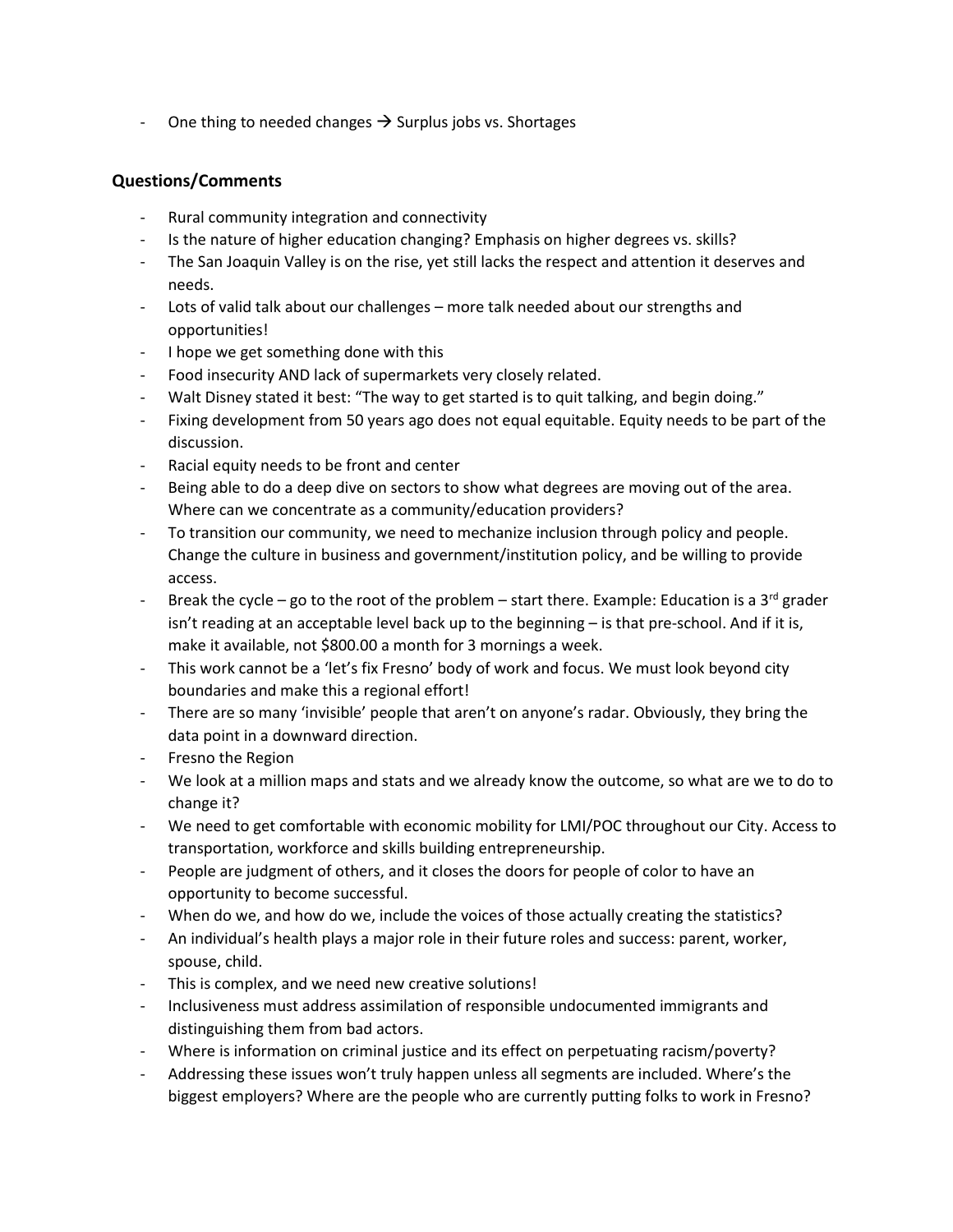- One thing to needed changes → Surplus jobs vs. Shortages

### Questions/Comments

- Rural community integration and connectivity
- Is the nature of higher education changing? Emphasis on higher degrees vs. skills?
- The San Joaquin Valley is on the rise, yet still lacks the respect and attention it deserves and needs.
- Lots of valid talk about our challenges – more talk needed about our strengths and opportunities!
- I hope we get something done with this
- Food insecurity AND lack of supermarkets very closely related.
- Walt Disney stated it best: "The way to get started is to quit talking, and begin doing."
- Fixing development from 50 years ago does not equal equitable. Equity needs to be part of the discussion.
- Racial equity needs to be front and center
- Being able to do a deep dive on sectors to show what degrees are moving out of the area. Where can we concentrate as a community/education providers?
- To transition our community, we need to mechanize inclusion through policy and people. Change the culture in business and government/institution policy, and be willing to provide access.
- Break the cycle – go to the root of the problem – start there. Example: Education is a 3rd grader isn't reading at an acceptable level back up to the beginning – is that pre-school. And if it is, make it available, not $800.00 a month for 3 mornings a week.
- This work cannot be a 'let's fix Fresno' body of work and focus. We must look beyond city boundaries and make this a regional effort!
- There are so many 'invisible' people that aren't on anyone's radar. Obviously, they bring the data point in a downward direction.
- Fresno the Region
- We look at a million maps and stats and we already know the outcome, so what are we to do to change it?
- We need to get comfortable with economic mobility for LMI/POC throughout our City. Access to transportation, workforce and skills building entrepreneurship.
- People are judgment of others, and it closes the doors for people of color to have an opportunity to become successful.
- When do we, and how do we, include the voices of those actually creating the statistics?
- An individual's health plays a major role in their future roles and success: parent, worker, spouse, child.
- This is complex, and we need new creative solutions!
- Inclusiveness must address assimilation of responsible undocumented immigrants and distinguishing them from bad actors.
- Where is information on criminal justice and its effect on perpetuating racism/poverty?
- Addressing these issues won't truly happen unless all segments are included. Where's the biggest employers? Where are the people who are currently putting folks to work in Fresno?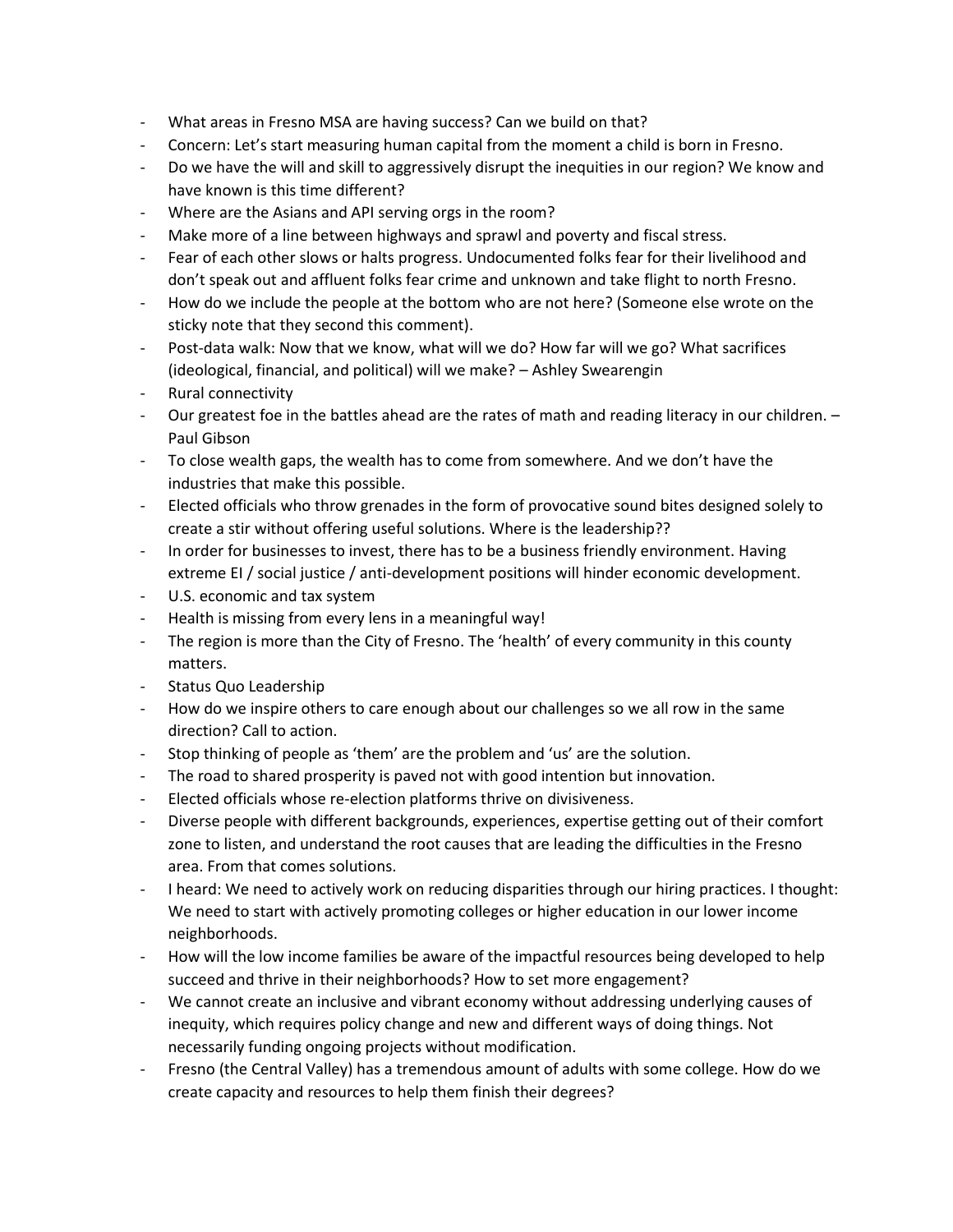- What areas in Fresno MSA are having success? Can we build on that?
- Concern: Let's start measuring human capital from the moment a child is born in Fresno.
- Do we have the will and skill to aggressively disrupt the inequities in our region? We know and have known is this time different?
- Where are the Asians and API serving orgs in the room?
- Make more of a line between highways and sprawl and poverty and fiscal stress.
- Fear of each other slows or halts progress. Undocumented folks fear for their livelihood and don't speak out and affluent folks fear crime and unknown and take flight to north Fresno.
- How do we include the people at the bottom who are not here? (Someone else wrote on the sticky note that they second this comment).
- Post-data walk: Now that we know, what will we do? How far will we go? What sacrifices (ideological, financial, and political) will we make? – Ashley Swearengin
- Rural connectivity
- Our greatest foe in the battles ahead are the rates of math and reading literacy in our children. – Paul Gibson
- To close wealth gaps, the wealth has to come from somewhere. And we don't have the industries that make this possible.
- Elected officials who throw grenades in the form of provocative sound bites designed solely to create a stir without offering useful solutions. Where is the leadership??
- In order for businesses to invest, there has to be a business friendly environment. Having extreme EI / social justice / anti-development positions will hinder economic development.
- U.S. economic and tax system
- Health is missing from every lens in a meaningful way!
- The region is more than the City of Fresno. The 'health' of every community in this county matters.
- Status Quo Leadership
- How do we inspire others to care enough about our challenges so we all row in the same direction? Call to action.
- Stop thinking of people as 'them' are the problem and 'us' are the solution.
- The road to shared prosperity is paved not with good intention but innovation.
- Elected officials whose re-election platforms thrive on divisiveness.
- Diverse people with different backgrounds, experiences, expertise getting out of their comfort zone to listen, and understand the root causes that are leading the difficulties in the Fresno area. From that comes solutions.
- I heard: We need to actively work on reducing disparities through our hiring practices. I thought: We need to start with actively promoting colleges or higher education in our lower income neighborhoods.
- How will the low income families be aware of the impactful resources being developed to help succeed and thrive in their neighborhoods? How to set more engagement?
- We cannot create an inclusive and vibrant economy without addressing underlying causes of inequity, which requires policy change and new and different ways of doing things. Not necessarily funding ongoing projects without modification.
- Fresno (the Central Valley) has a tremendous amount of adults with some college. How do we create capacity and resources to help them finish their degrees?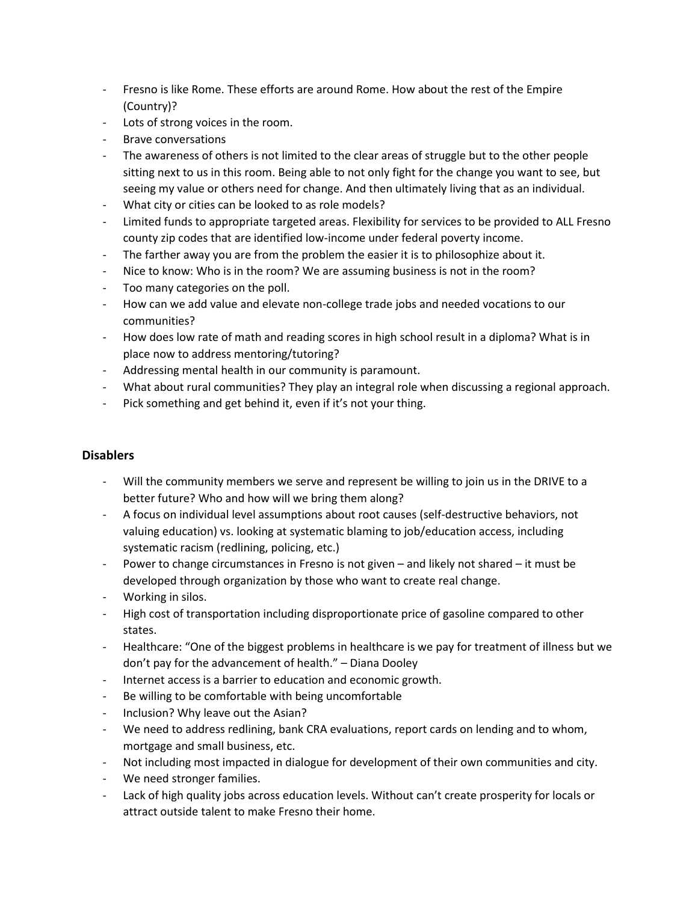- Fresno is like Rome. These efforts are around Rome. How about the rest of the Empire (Country)?
- Lots of strong voices in the room.
- Brave conversations
- The awareness of others is not limited to the clear areas of struggle but to the other people sitting next to us in this room. Being able to not only fight for the change you want to see, but seeing my value or others need for change. And then ultimately living that as an individual.
- What city or cities can be looked to as role models?
- Limited funds to appropriate targeted areas. Flexibility for services to be provided to ALL Fresno county zip codes that are identified low-income under federal poverty income.
- The farther away you are from the problem the easier it is to philosophize about it.
- Nice to know: Who is in the room? We are assuming business is not in the room?
- Too many categories on the poll.
- How can we add value and elevate non-college trade jobs and needed vocations to our communities?
- How does low rate of math and reading scores in high school result in a diploma? What is in place now to address mentoring/tutoring?
- Addressing mental health in our community is paramount.
- What about rural communities? They play an integral role when discussing a regional approach.
- Pick something and get behind it, even if it's not your thing.

### Disablers

- Will the community members we serve and represent be willing to join us in the DRIVE to a better future? Who and how will we bring them along?
- A focus on individual level assumptions about root causes (self-destructive behaviors, not valuing education) vs. looking at systematic blaming to job/education access, including systematic racism (redlining, policing, etc.)
- Power to change circumstances in Fresno is not given – and likely not shared – it must be developed through organization by those who want to create real change.
- Working in silos.
- High cost of transportation including disproportionate price of gasoline compared to other states.
- Healthcare: "One of the biggest problems in healthcare is we pay for treatment of illness but we don't pay for the advancement of health." – Diana Dooley
- Internet access is a barrier to education and economic growth.
- Be willing to be comfortable with being uncomfortable
- Inclusion? Why leave out the Asian?
- We need to address redlining, bank CRA evaluations, report cards on lending and to whom, mortgage and small business, etc.
- Not including most impacted in dialogue for development of their own communities and city.
- We need stronger families.
- Lack of high quality jobs across education levels. Without can't create prosperity for locals or attract outside talent to make Fresno their home.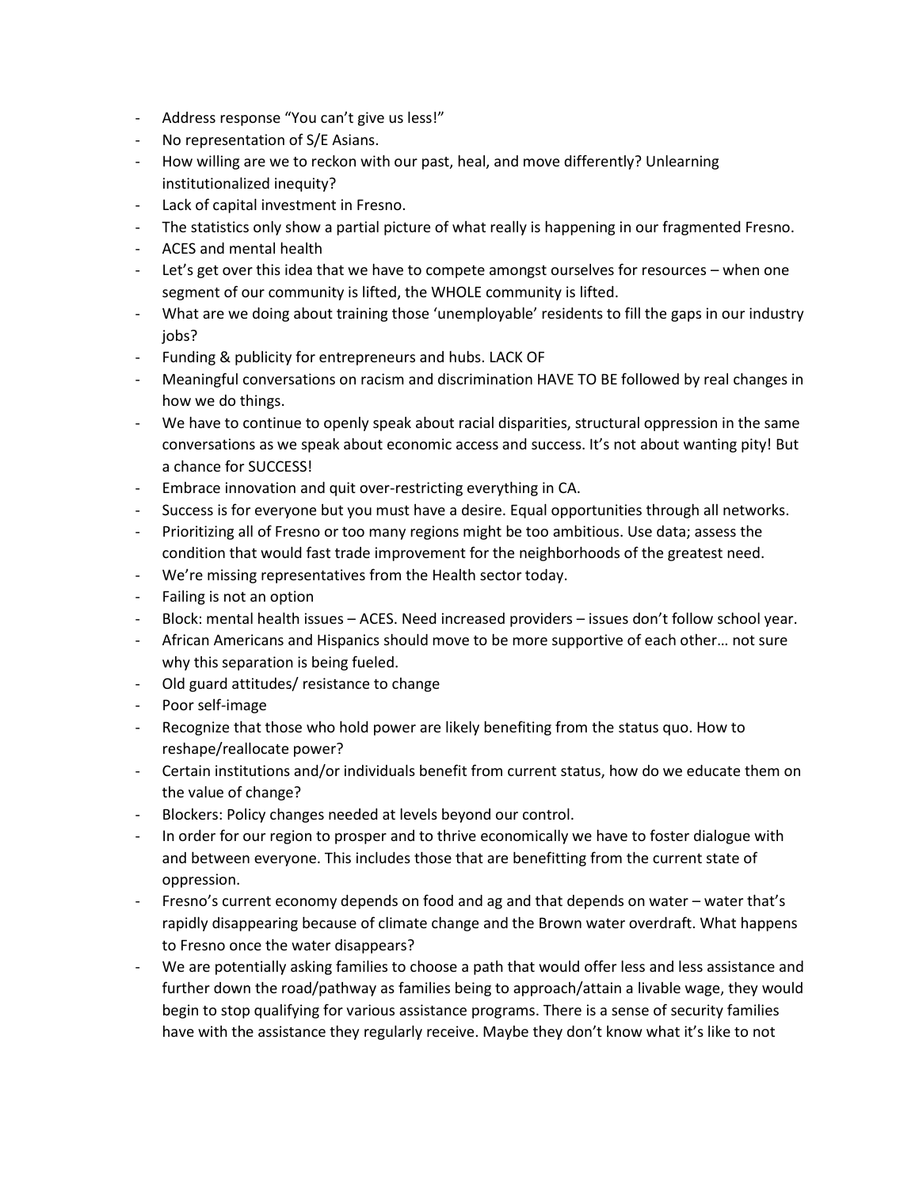- Address response "You can't give us less!"
- No representation of S/E Asians.
- How willing are we to reckon with our past, heal, and move differently? Unlearning institutionalized inequity?
- Lack of capital investment in Fresno.
- The statistics only show a partial picture of what really is happening in our fragmented Fresno.
- ACES and mental health
- Let's get over this idea that we have to compete amongst ourselves for resources – when one segment of our community is lifted, the WHOLE community is lifted.
- What are we doing about training those 'unemployable' residents to fill the gaps in our industry jobs?
- Funding & publicity for entrepreneurs and hubs. LACK OF
- Meaningful conversations on racism and discrimination HAVE TO BE followed by real changes in how we do things.
- We have to continue to openly speak about racial disparities, structural oppression in the same conversations as we speak about economic access and success. It's not about wanting pity! But a chance for SUCCESS!
- Embrace innovation and quit over-restricting everything in CA.
- Success is for everyone but you must have a desire. Equal opportunities through all networks.
- Prioritizing all of Fresno or too many regions might be too ambitious. Use data; assess the condition that would fast trade improvement for the neighborhoods of the greatest need.
- We're missing representatives from the Health sector today.
- Failing is not an option
- Block: mental health issues – ACES. Need increased providers – issues don't follow school year.
- African Americans and Hispanics should move to be more supportive of each other… not sure why this separation is being fueled.
- Old guard attitudes/ resistance to change
- Poor self-image
- Recognize that those who hold power are likely benefiting from the status quo. How to reshape/reallocate power?
- Certain institutions and/or individuals benefit from current status, how do we educate them on the value of change?
- Blockers: Policy changes needed at levels beyond our control.
- In order for our region to prosper and to thrive economically we have to foster dialogue with and between everyone. This includes those that are benefitting from the current state of oppression.
- Fresno's current economy depends on food and ag and that depends on water – water that's rapidly disappearing because of climate change and the Brown water overdraft. What happens to Fresno once the water disappears?
- We are potentially asking families to choose a path that would offer less and less assistance and further down the road/pathway as families being to approach/attain a livable wage, they would begin to stop qualifying for various assistance programs. There is a sense of security families have with the assistance they regularly receive. Maybe they don't know what it's like to not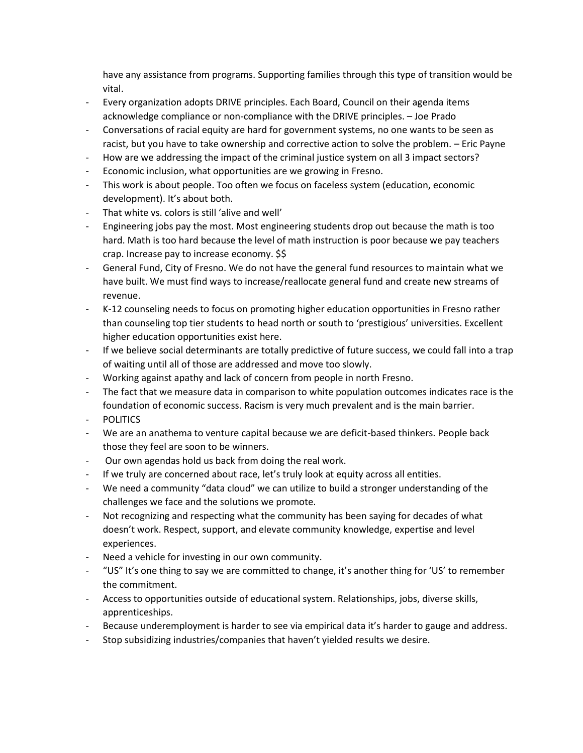have any assistance from programs. Supporting families through this type of transition would be vital.

- Every organization adopts DRIVE principles. Each Board, Council on their agenda items acknowledge compliance or non-compliance with the DRIVE principles. – Joe Prado
- Conversations of racial equity are hard for government systems, no one wants to be seen as racist, but you have to take ownership and corrective action to solve the problem. – Eric Payne
- How are we addressing the impact of the criminal justice system on all 3 impact sectors?
- Economic inclusion, what opportunities are we growing in Fresno.
- This work is about people. Too often we focus on faceless system (education, economic development). It's about both.
- That white vs. colors is still 'alive and well'
- Engineering jobs pay the most. Most engineering students drop out because the math is too hard. Math is too hard because the level of math instruction is poor because we pay teachers crap. Increase pay to increase economy. $$
- General Fund, City of Fresno. We do not have the general fund resources to maintain what we have built. We must find ways to increase/reallocate general fund and create new streams of revenue.
- K-12 counseling needs to focus on promoting higher education opportunities in Fresno rather than counseling top tier students to head north or south to 'prestigious' universities. Excellent higher education opportunities exist here.
- If we believe social determinants are totally predictive of future success, we could fall into a trap of waiting until all of those are addressed and move too slowly.
- Working against apathy and lack of concern from people in north Fresno.
- The fact that we measure data in comparison to white population outcomes indicates race is the foundation of economic success. Racism is very much prevalent and is the main barrier.
- POLITICS
- We are an anathema to venture capital because we are deficit-based thinkers. People back those they feel are soon to be winners.
- Our own agendas hold us back from doing the real work.
- If we truly are concerned about race, let's truly look at equity across all entities.
- We need a community "data cloud" we can utilize to build a stronger understanding of the challenges we face and the solutions we promote.
- Not recognizing and respecting what the community has been saying for decades of what doesn't work. Respect, support, and elevate community knowledge, expertise and level experiences.
- Need a vehicle for investing in our own community.
- "US" It's one thing to say we are committed to change, it's another thing for 'US' to remember the commitment.
- Access to opportunities outside of educational system. Relationships, jobs, diverse skills, apprenticeships.
- Because underemployment is harder to see via empirical data it's harder to gauge and address.
- Stop subsidizing industries/companies that haven't yielded results we desire.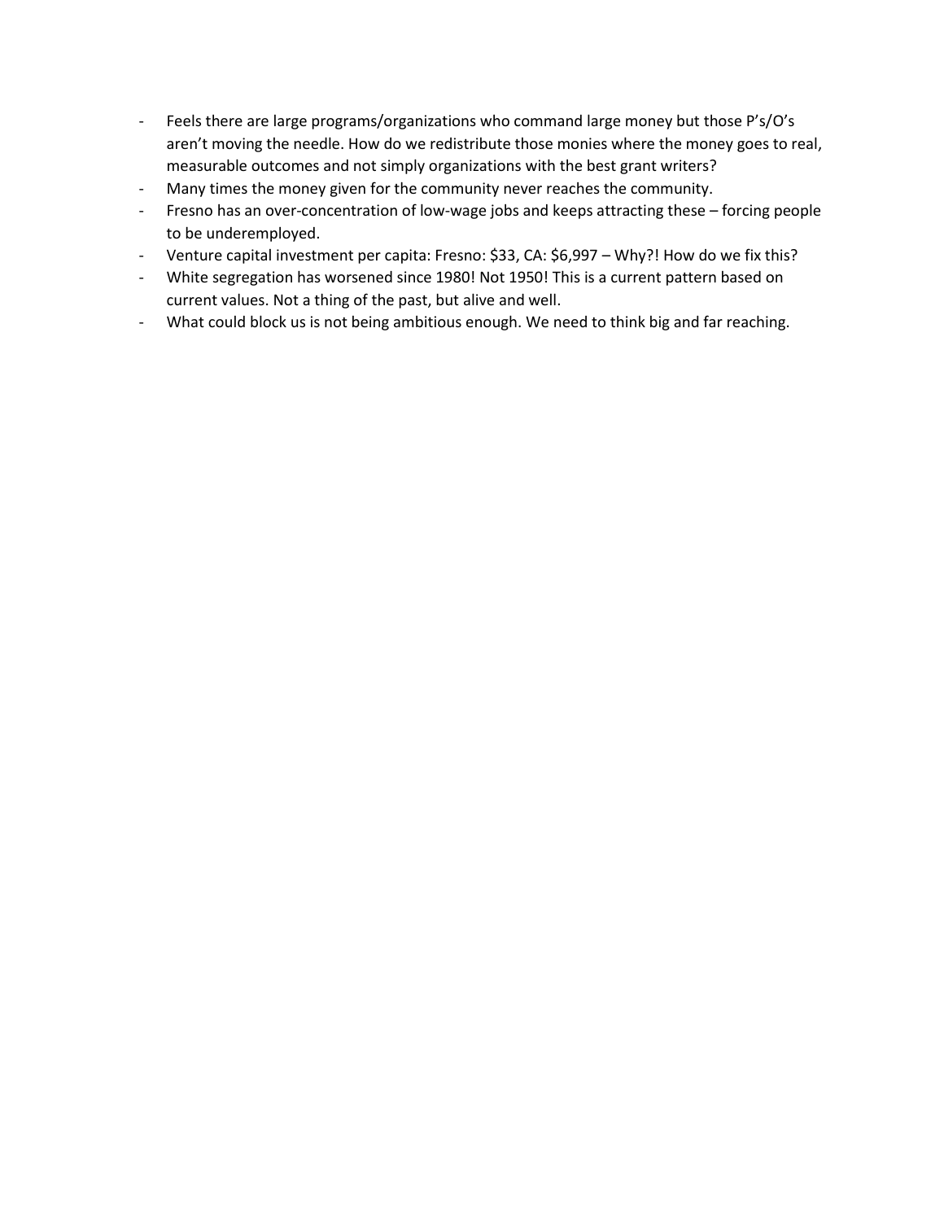- Feels there are large programs/organizations who command large money but those P's/O's aren't moving the needle. How do we redistribute those monies where the money goes to real, measurable outcomes and not simply organizations with the best grant writers?
- Many times the money given for the community never reaches the community.
- Fresno has an over-concentration of low-wage jobs and keeps attracting these – forcing people to be underemployed.
- Venture capital investment per capita: Fresno: $33, CA: $6,997 – Why?! How do we fix this?
- White segregation has worsened since 1980! Not 1950! This is a current pattern based on current values. Not a thing of the past, but alive and well.
- What could block us is not being ambitious enough. We need to think big and far reaching.